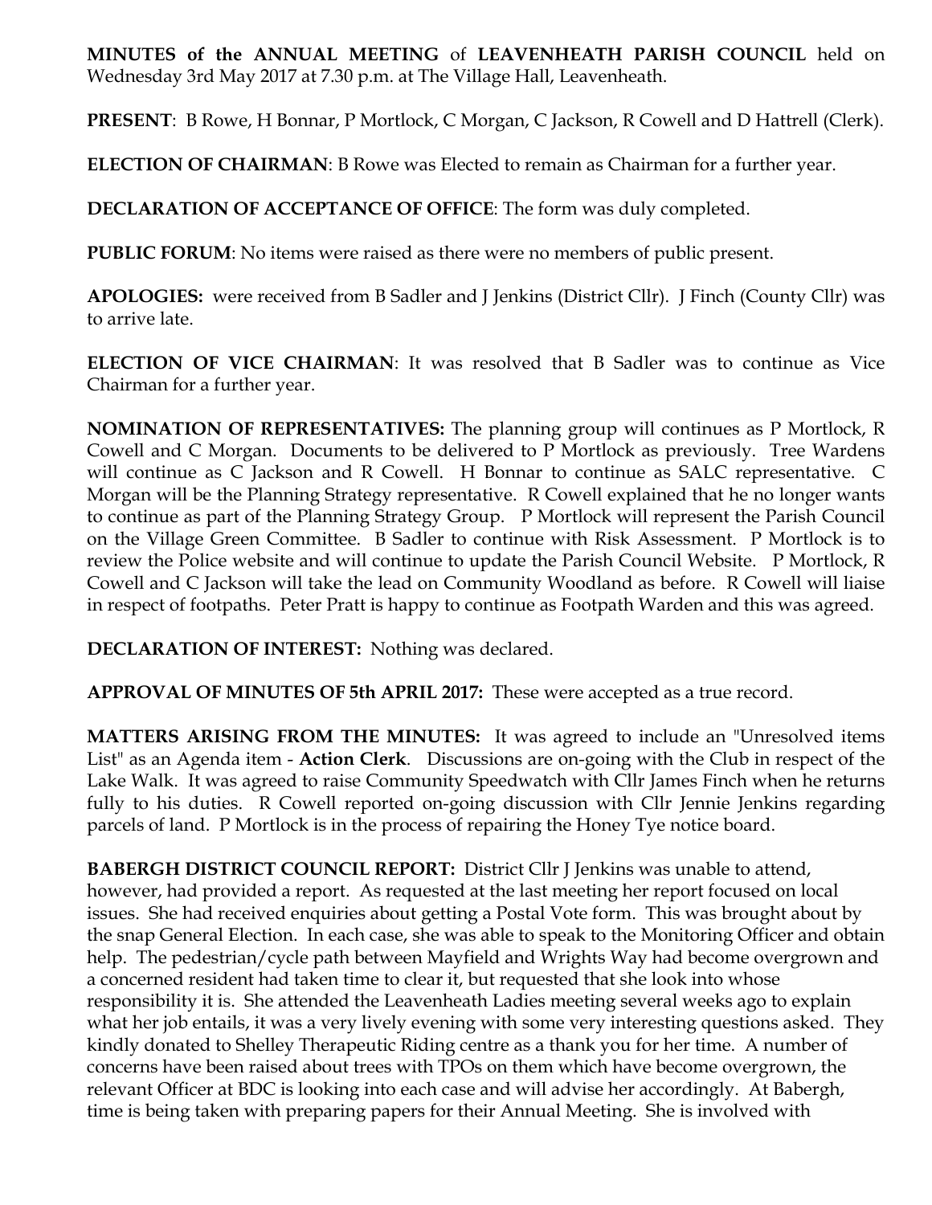**MINUTES of the ANNUAL MEETING** of **LEAVENHEATH PARISH COUNCIL** held on Wednesday 3rd May 2017 at 7.30 p.m. at The Village Hall, Leavenheath.

**PRESENT**: B Rowe, H Bonnar, P Mortlock, C Morgan, C Jackson, R Cowell and D Hattrell (Clerk).

**ELECTION OF CHAIRMAN**: B Rowe was Elected to remain as Chairman for a further year.

**DECLARATION OF ACCEPTANCE OF OFFICE**: The form was duly completed.

**PUBLIC FORUM**: No items were raised as there were no members of public present.

**APOLOGIES:** were received from B Sadler and J Jenkins (District Cllr). J Finch (County Cllr) was to arrive late.

**ELECTION OF VICE CHAIRMAN**: It was resolved that B Sadler was to continue as Vice Chairman for a further year.

**NOMINATION OF REPRESENTATIVES:** The planning group will continues as P Mortlock, R Cowell and C Morgan. Documents to be delivered to P Mortlock as previously. Tree Wardens will continue as C Jackson and R Cowell. H Bonnar to continue as SALC representative. C Morgan will be the Planning Strategy representative. R Cowell explained that he no longer wants to continue as part of the Planning Strategy Group. P Mortlock will represent the Parish Council on the Village Green Committee. B Sadler to continue with Risk Assessment. P Mortlock is to review the Police website and will continue to update the Parish Council Website. P Mortlock, R Cowell and C Jackson will take the lead on Community Woodland as before. R Cowell will liaise in respect of footpaths. Peter Pratt is happy to continue as Footpath Warden and this was agreed.

**DECLARATION OF INTEREST:** Nothing was declared.

**APPROVAL OF MINUTES OF 5th APRIL 2017:** These were accepted as a true record.

**MATTERS ARISING FROM THE MINUTES:** It was agreed to include an "Unresolved items List" as an Agenda item - **Action Clerk**. Discussions are on-going with the Club in respect of the Lake Walk. It was agreed to raise Community Speedwatch with Cllr James Finch when he returns fully to his duties. R Cowell reported on-going discussion with Cllr Jennie Jenkins regarding parcels of land. P Mortlock is in the process of repairing the Honey Tye notice board.

**BABERGH DISTRICT COUNCIL REPORT:** District Cllr J Jenkins was unable to attend, however, had provided a report. As requested at the last meeting her report focused on local issues. She had received enquiries about getting a Postal Vote form. This was brought about by the snap General Election. In each case, she was able to speak to the Monitoring Officer and obtain help. The pedestrian/cycle path between Mayfield and Wrights Way had become overgrown and a concerned resident had taken time to clear it, but requested that she look into whose responsibility it is. She attended the Leavenheath Ladies meeting several weeks ago to explain what her job entails, it was a very lively evening with some very interesting questions asked. They kindly donated to Shelley Therapeutic Riding centre as a thank you for her time. A number of concerns have been raised about trees with TPOs on them which have become overgrown, the relevant Officer at BDC is looking into each case and will advise her accordingly. At Babergh, time is being taken with preparing papers for their Annual Meeting. She is involved with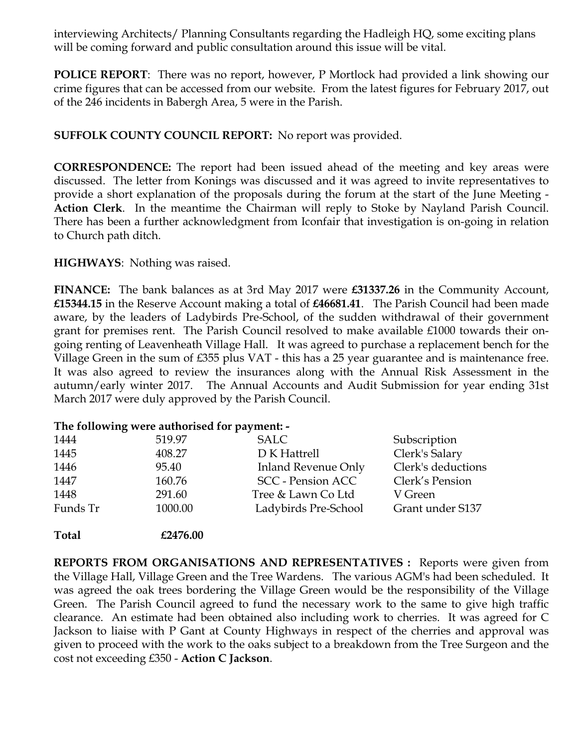interviewing Architects/ Planning Consultants regarding the Hadleigh HQ, some exciting plans will be coming forward and public consultation around this issue will be vital.

**POLICE REPORT**: There was no report, however, P Mortlock had provided a link showing our crime figures that can be accessed from our website. From the latest figures for February 2017, out of the 246 incidents in Babergh Area, 5 were in the Parish.

**SUFFOLK COUNTY COUNCIL REPORT:** No report was provided.

**CORRESPONDENCE:** The report had been issued ahead of the meeting and key areas were discussed. The letter from Konings was discussed and it was agreed to invite representatives to provide a short explanation of the proposals during the forum at the start of the June Meeting - **Action Clerk**. In the meantime the Chairman will reply to Stoke by Nayland Parish Council. There has been a further acknowledgment from Iconfair that investigation is on-going in relation to Church path ditch.

**HIGHWAYS**: Nothing was raised.

**FINANCE:** The bank balances as at 3rd May 2017 were **£31337.26** in the Community Account, **£15344.15** in the Reserve Account making a total of **£46681.41**. The Parish Council had been made aware, by the leaders of Ladybirds Pre-School, of the sudden withdrawal of their government grant for premises rent. The Parish Council resolved to make available £1000 towards their on-going renting of Leavenheath Village Hall. It was agreed to purchase a replacement bench for the Village Green in the sum of £355 plus VAT - this has a 25 year guarantee and is maintenance free. It was also agreed to review the insurances along with the Annual Risk Assessment in the autumn/early winter 2017. The Annual Accounts and Audit Submission for year ending 31st March 2017 were duly approved by the Parish Council.

**The following were authorised for payment: -**

| | | | |
|---|---|---|---|
| 1444 | 519.97 | SALC | Subscription |
| 1445 | 408.27 | D K Hattrell | Clerk's Salary |
| 1446 | 95.40 | Inland Revenue Only | Clerk's deductions |
| 1447 | 160.76 | SCC - Pension ACC | Clerk's Pension |
| 1448 | 291.60 | Tree & Lawn Co Ltd | V Green |
| Funds Tr | 1000.00 | Ladybirds Pre-School | Grant under S137 |
| **Total** | **£2476.00** | | |

**REPORTS FROM ORGANISATIONS AND REPRESENTATIVES :** Reports were given from the Village Hall, Village Green and the Tree Wardens. The various AGM's had been scheduled. It was agreed the oak trees bordering the Village Green would be the responsibility of the Village Green. The Parish Council agreed to fund the necessary work to the same to give high traffic clearance. An estimate had been obtained also including work to cherries. It was agreed for C Jackson to liaise with P Gant at County Highways in respect of the cherries and approval was given to proceed with the work to the oaks subject to a breakdown from the Tree Surgeon and the cost not exceeding £350 - **Action C Jackson**.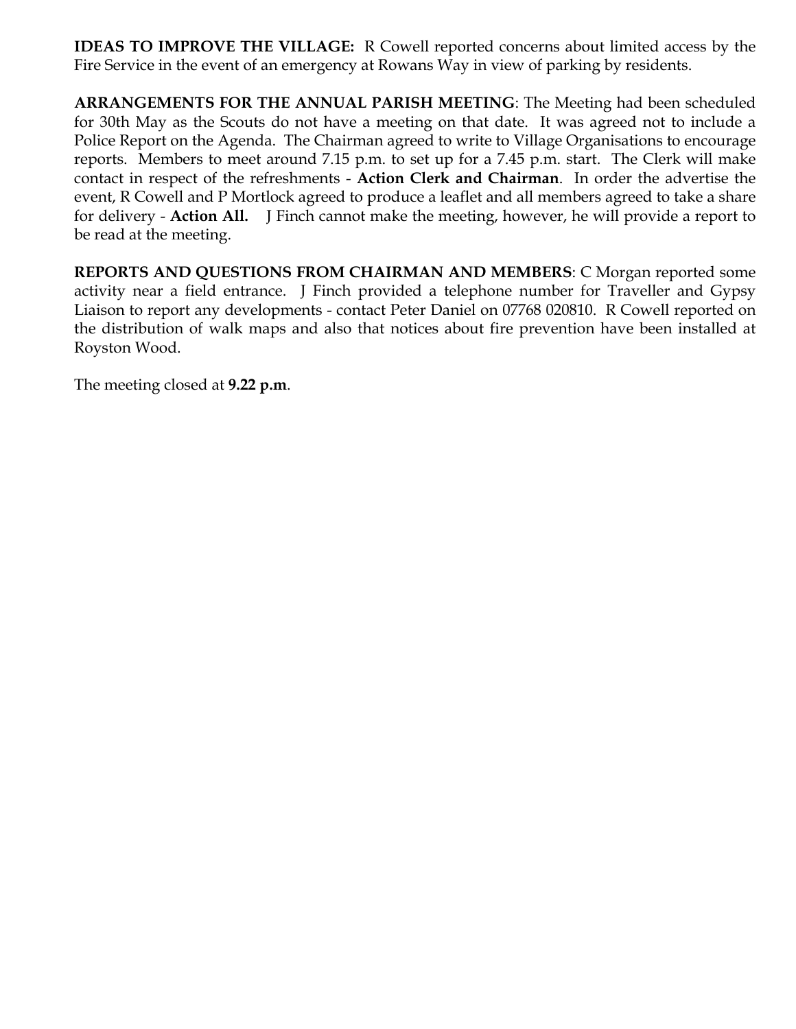**IDEAS TO IMPROVE THE VILLAGE:** R Cowell reported concerns about limited access by the Fire Service in the event of an emergency at Rowans Way in view of parking by residents.

**ARRANGEMENTS FOR THE ANNUAL PARISH MEETING**: The Meeting had been scheduled for 30th May as the Scouts do not have a meeting on that date. It was agreed not to include a Police Report on the Agenda. The Chairman agreed to write to Village Organisations to encourage reports. Members to meet around 7.15 p.m. to set up for a 7.45 p.m. start. The Clerk will make contact in respect of the refreshments - **Action Clerk and Chairman**. In order the advertise the event, R Cowell and P Mortlock agreed to produce a leaflet and all members agreed to take a share for delivery - **Action All.** J Finch cannot make the meeting, however, he will provide a report to be read at the meeting.

**REPORTS AND QUESTIONS FROM CHAIRMAN AND MEMBERS**: C Morgan reported some activity near a field entrance. J Finch provided a telephone number for Traveller and Gypsy Liaison to report any developments - contact Peter Daniel on 07768 020810. R Cowell reported on the distribution of walk maps and also that notices about fire prevention have been installed at Royston Wood.

The meeting closed at **9.22 p.m**.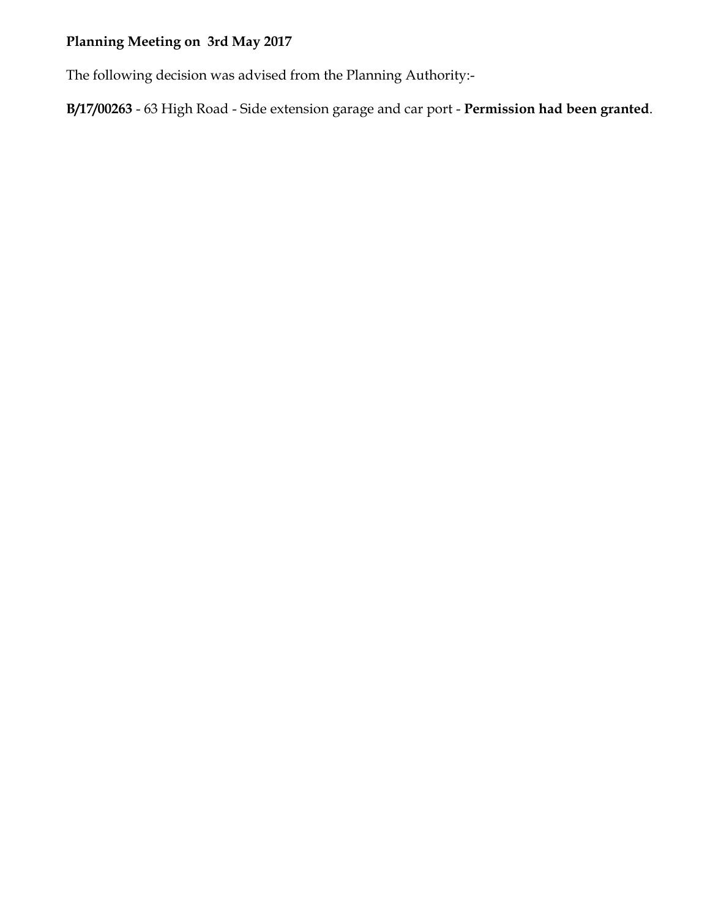**Planning Meeting on 3rd May 2017**

The following decision was advised from the Planning Authority:-

**B/17/00263** - 63 High Road - Side extension garage and car port - **Permission had been granted**.